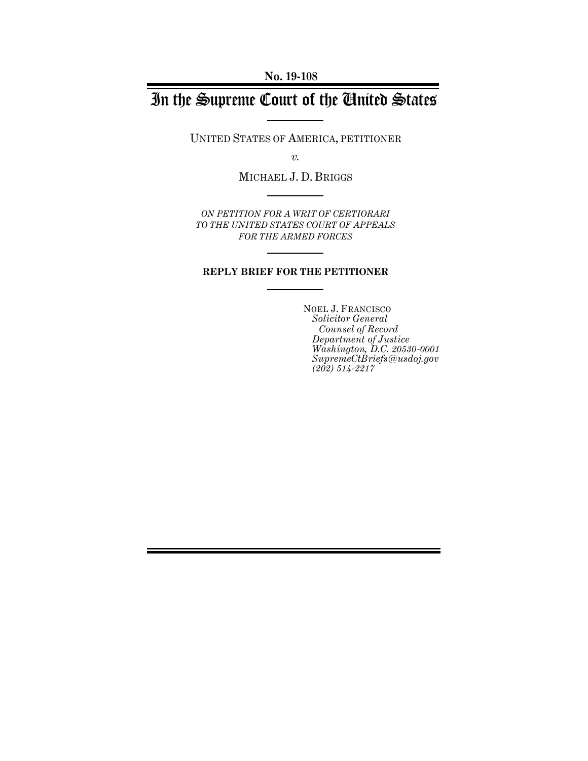**No. 19-108**

# In the Supreme Court of the United States

UNITED STATES OF AMERICA, PETITIONER

*v.*

MICHAEL J. D. BRIGGS

*ON PETITION FOR A WRIT OF CERTIORARI TO THE UNITED STATES COURT OF APPEALS FOR THE ARMED FORCES*

**REPLY BRIEF FOR THE PETITIONER**

NOEL J. FRANCISCO
*Solicitor General*
*Counsel of Record*
*Department of Justice*
*Washington, D.C. 20530-0001*
*SupremeCtBriefs@usdoj.gov*
*(202) 514-2217*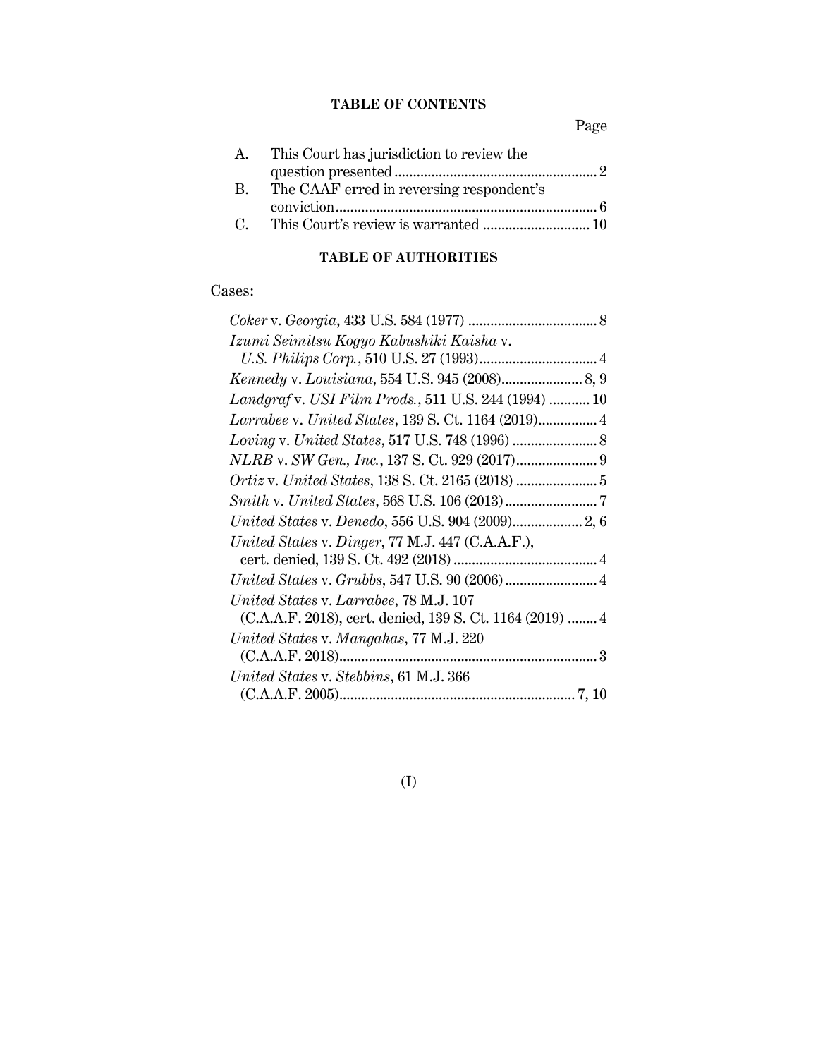## TABLE OF CONTENTS

Page

A. This Court has jurisdiction to review the question presented ....................................................... 2

B. The CAAF erred in reversing respondent's conviction ....................................................................... 6

C. This Court's review is warranted ............................ 10

## TABLE OF AUTHORITIES

Cases:

*Coker* v. *Georgia*, 433 U.S. 584 (1977) ................................... 8

*Izumi Seimitsu Kogyo Kabushiki Kaisha* v. *U.S. Philips Corp.*, 510 U.S. 27 (1993) ................................ 4

*Kennedy* v. *Louisiana*, 554 U.S. 945 (2008) ...................... 8, 9

*Landgraf* v. *USI Film Prods.*, 511 U.S. 244 (1994) ........... 10

*Larrabee* v. *United States*, 139 S. Ct. 1164 (2019) ................ 4

*Loving* v. *United States*, 517 U.S. 748 (1996) ....................... 8

*NLRB* v. *SW Gen., Inc.*, 137 S. Ct. 929 (2017) ...................... 9

*Ortiz* v. *United States*, 138 S. Ct. 2165 (2018) ...................... 5

*Smith* v. *United States*, 568 U.S. 106 (2013) ......................... 7

*United States* v. *Denedo*, 556 U.S. 904 (2009) ................... 2, 6

*United States* v. *Dinger*, 77 M.J. 447 (C.A.A.F.), cert. denied, 139 S. Ct. 492 (2018) ....................................... 4

*United States* v. *Grubbs*, 547 U.S. 90 (2006) ......................... 4

*United States* v. *Larrabee*, 78 M.J. 107 (C.A.A.F. 2018), cert. denied, 139 S. Ct. 1164 (2019) ........ 4

*United States* v. *Mangahas*, 77 M.J. 220 (C.A.A.F. 2018) ...................................................................... 3

*United States* v. *Stebbins*, 61 M.J. 366 (C.A.A.F. 2005) ............................................................... 7, 10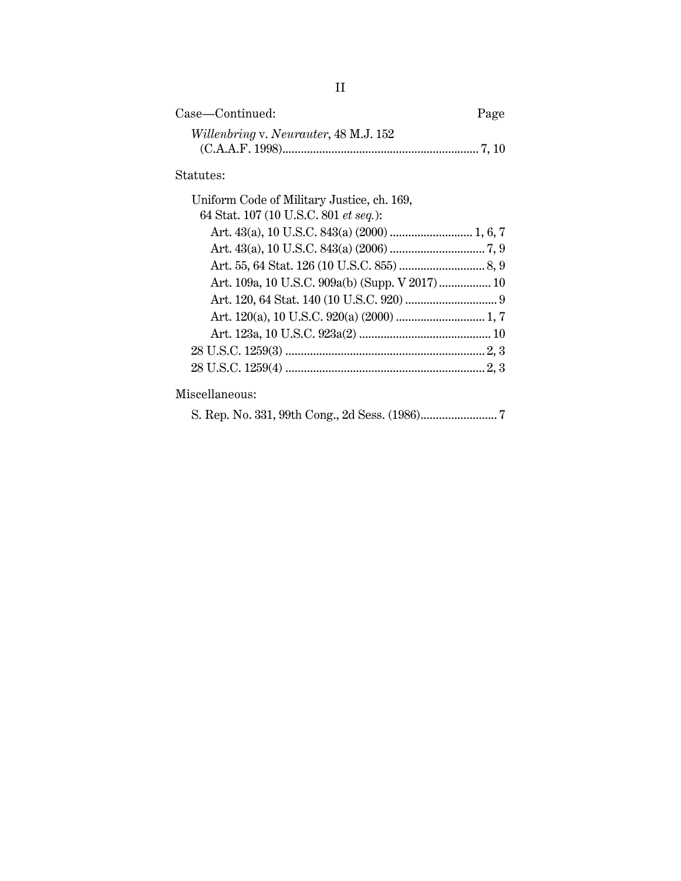Case—Continued: Page

*Willenbring* v. *Neurauter*, 48 M.J. 152 (C.A.A.F. 1998) ................................................................ 7, 10

Statutes:

Uniform Code of Military Justice, ch. 169, 64 Stat. 107 (10 U.S.C. 801 *et seq.*):

- Art. 43(a), 10 U.S.C. 843(a) (2000) ........................... 1, 6, 7
- Art. 43(a), 10 U.S.C. 843(a) (2006) ............................... 7, 9
- Art. 55, 64 Stat. 126 (10 U.S.C. 855) ............................ 8, 9
- Art. 109a, 10 U.S.C. 909a(b) (Supp. V 2017) ................. 10
- Art. 120, 64 Stat. 140 (10 U.S.C. 920) .............................. 9
- Art. 120(a), 10 U.S.C. 920(a) (2000) ............................. 1, 7
- Art. 123a, 10 U.S.C. 923a(2) ........................................... 10

28 U.S.C. 1259(3) ................................................................. 2, 3

28 U.S.C. 1259(4) ................................................................. 2, 3

Miscellaneous:

S. Rep. No. 331, 99th Cong., 2d Sess. (1986)......................... 7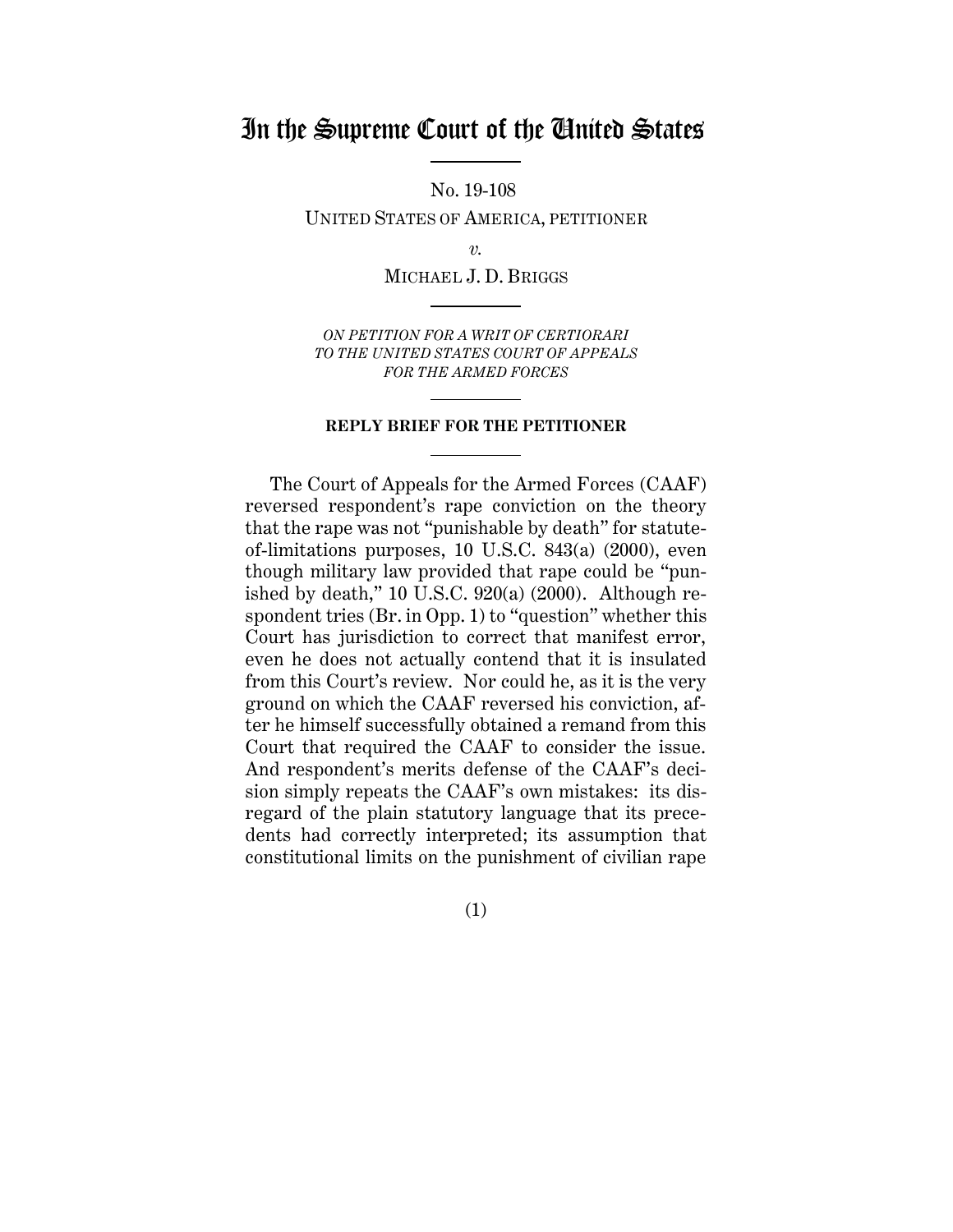# In the Supreme Court of the United States

No. 19-108

UNITED STATES OF AMERICA, PETITIONER

*v.*

MICHAEL J. D. BRIGGS

*ON PETITION FOR A WRIT OF CERTIORARI TO THE UNITED STATES COURT OF APPEALS FOR THE ARMED FORCES*

**REPLY BRIEF FOR THE PETITIONER**

The Court of Appeals for the Armed Forces (CAAF) reversed respondent's rape conviction on the theory that the rape was not "punishable by death" for statute-of-limitations purposes, 10 U.S.C. 843(a) (2000), even though military law provided that rape could be "punished by death," 10 U.S.C. 920(a) (2000). Although respondent tries (Br. in Opp. 1) to "question" whether this Court has jurisdiction to correct that manifest error, even he does not actually contend that it is insulated from this Court's review. Nor could he, as it is the very ground on which the CAAF reversed his conviction, after he himself successfully obtained a remand from this Court that required the CAAF to consider the issue. And respondent's merits defense of the CAAF's decision simply repeats the CAAF's own mistakes: its disregard of the plain statutory language that its precedents had correctly interpreted; its assumption that constitutional limits on the punishment of civilian rape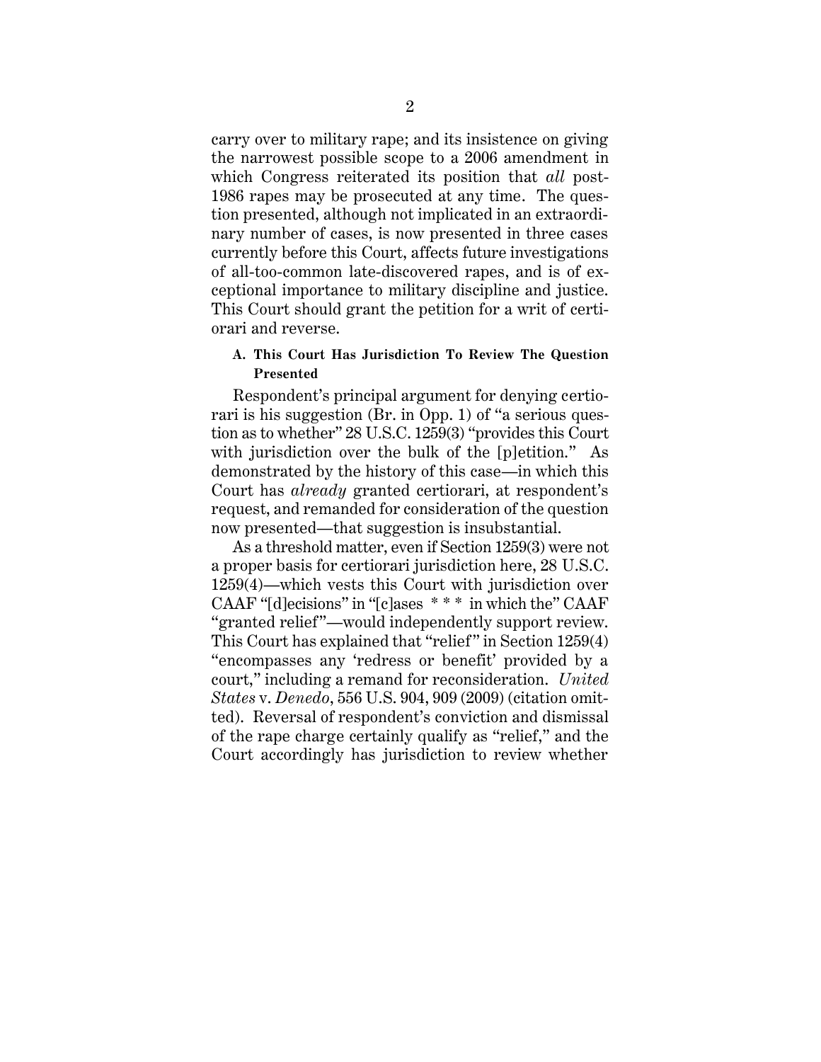carry over to military rape; and its insistence on giving the narrowest possible scope to a 2006 amendment in which Congress reiterated its position that *all* post-1986 rapes may be prosecuted at any time. The question presented, although not implicated in an extraordinary number of cases, is now presented in three cases currently before this Court, affects future investigations of all-too-common late-discovered rapes, and is of exceptional importance to military discipline and justice. This Court should grant the petition for a writ of certiorari and reverse.

### A. This Court Has Jurisdiction To Review The Question Presented

Respondent's principal argument for denying certiorari is his suggestion (Br. in Opp. 1) of "a serious question as to whether" 28 U.S.C. 1259(3) "provides this Court with jurisdiction over the bulk of the [p]etition." As demonstrated by the history of this case—in which this Court has *already* granted certiorari, at respondent's request, and remanded for consideration of the question now presented—that suggestion is insubstantial.

As a threshold matter, even if Section 1259(3) were not a proper basis for certiorari jurisdiction here, 28 U.S.C. 1259(4)—which vests this Court with jurisdiction over CAAF "[d]ecisions" in "[c]ases * * * in which the" CAAF "granted relief"—would independently support review. This Court has explained that "relief" in Section 1259(4) "encompasses any 'redress or benefit' provided by a court," including a remand for reconsideration. *United States* v. *Denedo*, 556 U.S. 904, 909 (2009) (citation omitted). Reversal of respondent's conviction and dismissal of the rape charge certainly qualify as "relief," and the Court accordingly has jurisdiction to review whether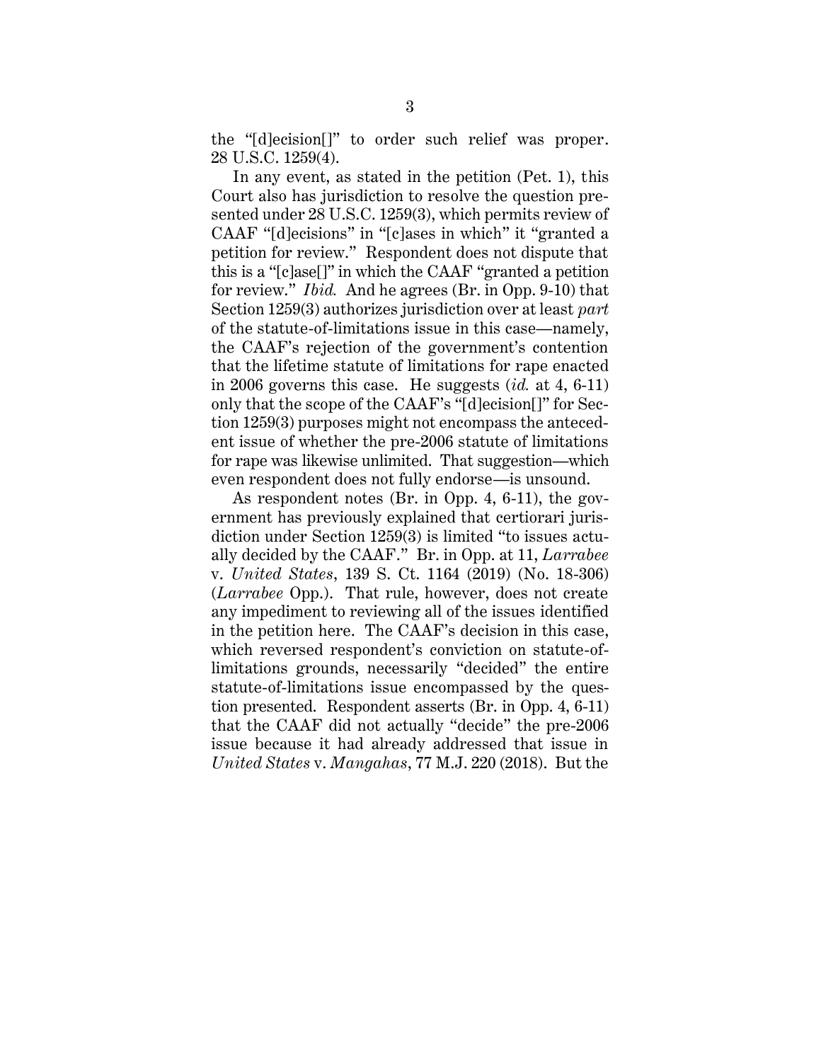the "[d]ecision[]" to order such relief was proper. 28 U.S.C. 1259(4).

In any event, as stated in the petition (Pet. 1), this Court also has jurisdiction to resolve the question presented under 28 U.S.C. 1259(3), which permits review of CAAF "[d]ecisions" in "[c]ases in which" it "granted a petition for review." Respondent does not dispute that this is a "[c]ase[]" in which the CAAF "granted a petition for review." *Ibid.* And he agrees (Br. in Opp. 9-10) that Section 1259(3) authorizes jurisdiction over at least *part* of the statute-of-limitations issue in this case—namely, the CAAF's rejection of the government's contention that the lifetime statute of limitations for rape enacted in 2006 governs this case. He suggests (*id.* at 4, 6-11) only that the scope of the CAAF's "[d]ecision[]" for Section 1259(3) purposes might not encompass the antecedent issue of whether the pre-2006 statute of limitations for rape was likewise unlimited. That suggestion—which even respondent does not fully endorse—is unsound.

As respondent notes (Br. in Opp. 4, 6-11), the government has previously explained that certiorari jurisdiction under Section 1259(3) is limited "to issues actually decided by the CAAF." Br. in Opp. at 11, *Larrabee* v. *United States*, 139 S. Ct. 1164 (2019) (No. 18-306) (*Larrabee* Opp.). That rule, however, does not create any impediment to reviewing all of the issues identified in the petition here. The CAAF's decision in this case, which reversed respondent's conviction on statute-of-limitations grounds, necessarily "decided" the entire statute-of-limitations issue encompassed by the question presented. Respondent asserts (Br. in Opp. 4, 6-11) that the CAAF did not actually "decide" the pre-2006 issue because it had already addressed that issue in *United States* v. *Mangahas*, 77 M.J. 220 (2018). But the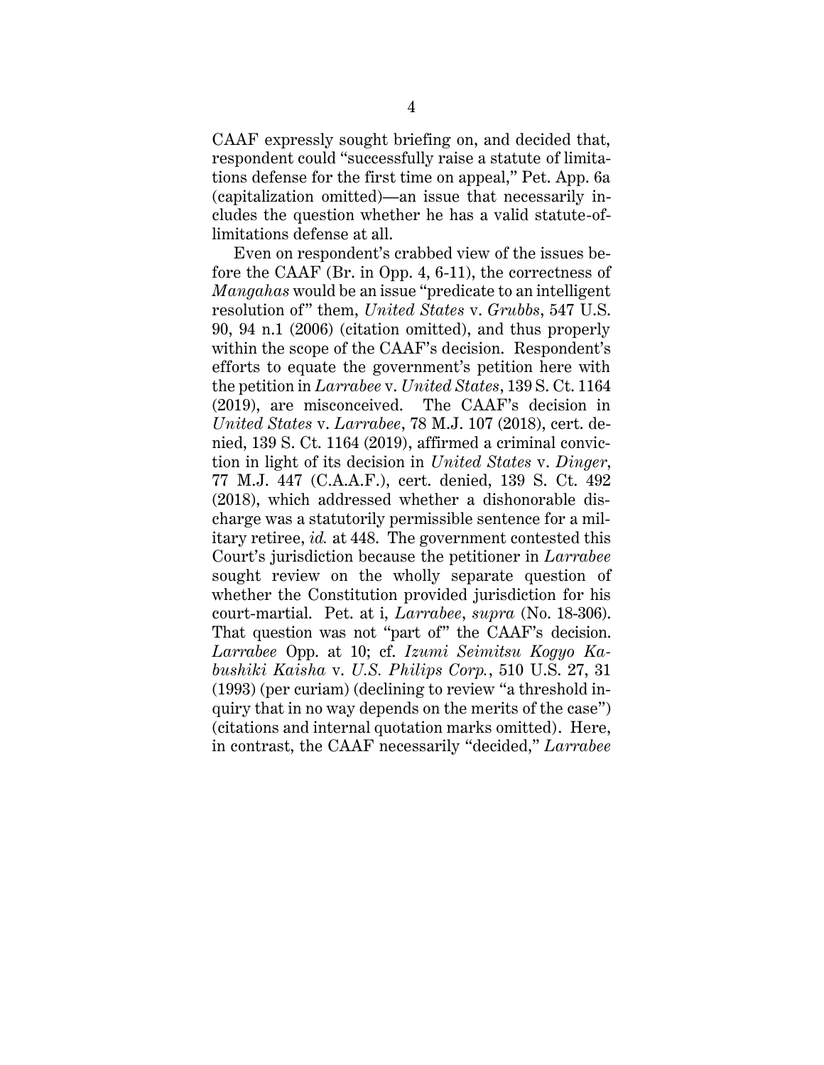CAAF expressly sought briefing on, and decided that, respondent could "successfully raise a statute of limitations defense for the first time on appeal," Pet. App. 6a (capitalization omitted)—an issue that necessarily includes the question whether he has a valid statute-of-limitations defense at all.

Even on respondent's crabbed view of the issues before the CAAF (Br. in Opp. 4, 6-11), the correctness of *Mangahas* would be an issue "predicate to an intelligent resolution of" them, *United States* v. *Grubbs*, 547 U.S. 90, 94 n.1 (2006) (citation omitted), and thus properly within the scope of the CAAF's decision. Respondent's efforts to equate the government's petition here with the petition in *Larrabee* v. *United States*, 139 S. Ct. 1164 (2019), are misconceived. The CAAF's decision in *United States* v. *Larrabee*, 78 M.J. 107 (2018), cert. denied, 139 S. Ct. 1164 (2019), affirmed a criminal conviction in light of its decision in *United States* v. *Dinger*, 77 M.J. 447 (C.A.A.F.), cert. denied, 139 S. Ct. 492 (2018), which addressed whether a dishonorable discharge was a statutorily permissible sentence for a military retiree, *id.* at 448. The government contested this Court's jurisdiction because the petitioner in *Larrabee* sought review on the wholly separate question of whether the Constitution provided jurisdiction for his court-martial. Pet. at i, *Larrabee*, *supra* (No. 18-306). That question was not "part of" the CAAF's decision. *Larrabee* Opp. at 10; cf. *Izumi Seimitsu Kogyo Kabushiki Kaisha* v. *U.S. Philips Corp.*, 510 U.S. 27, 31 (1993) (per curiam) (declining to review "a threshold inquiry that in no way depends on the merits of the case") (citations and internal quotation marks omitted). Here, in contrast, the CAAF necessarily "decided," *Larrabee*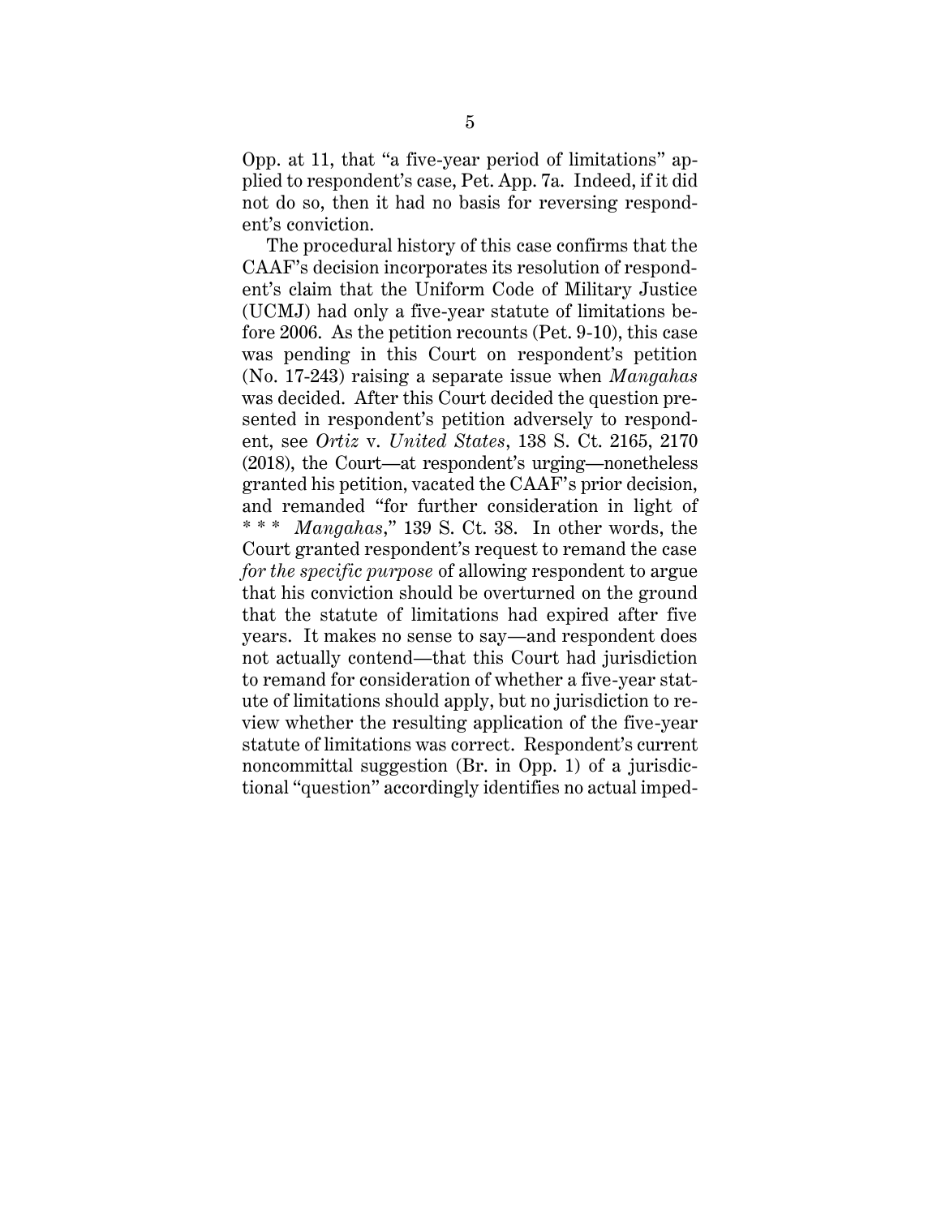Opp. at 11, that "a five-year period of limitations" applied to respondent's case, Pet. App. 7a. Indeed, if it did not do so, then it had no basis for reversing respondent's conviction.

The procedural history of this case confirms that the CAAF's decision incorporates its resolution of respondent's claim that the Uniform Code of Military Justice (UCMJ) had only a five-year statute of limitations before 2006. As the petition recounts (Pet. 9-10), this case was pending in this Court on respondent's petition (No. 17-243) raising a separate issue when *Mangahas* was decided. After this Court decided the question presented in respondent's petition adversely to respondent, see *Ortiz* v. *United States*, 138 S. Ct. 2165, 2170 (2018), the Court—at respondent's urging—nonetheless granted his petition, vacated the CAAF's prior decision, and remanded "for further consideration in light of * * * *Mangahas*," 139 S. Ct. 38. In other words, the Court granted respondent's request to remand the case *for the specific purpose* of allowing respondent to argue that his conviction should be overturned on the ground that the statute of limitations had expired after five years. It makes no sense to say—and respondent does not actually contend—that this Court had jurisdiction to remand for consideration of whether a five-year statute of limitations should apply, but no jurisdiction to review whether the resulting application of the five-year statute of limitations was correct. Respondent's current noncommittal suggestion (Br. in Opp. 1) of a jurisdictional "question" accordingly identifies no actual imped-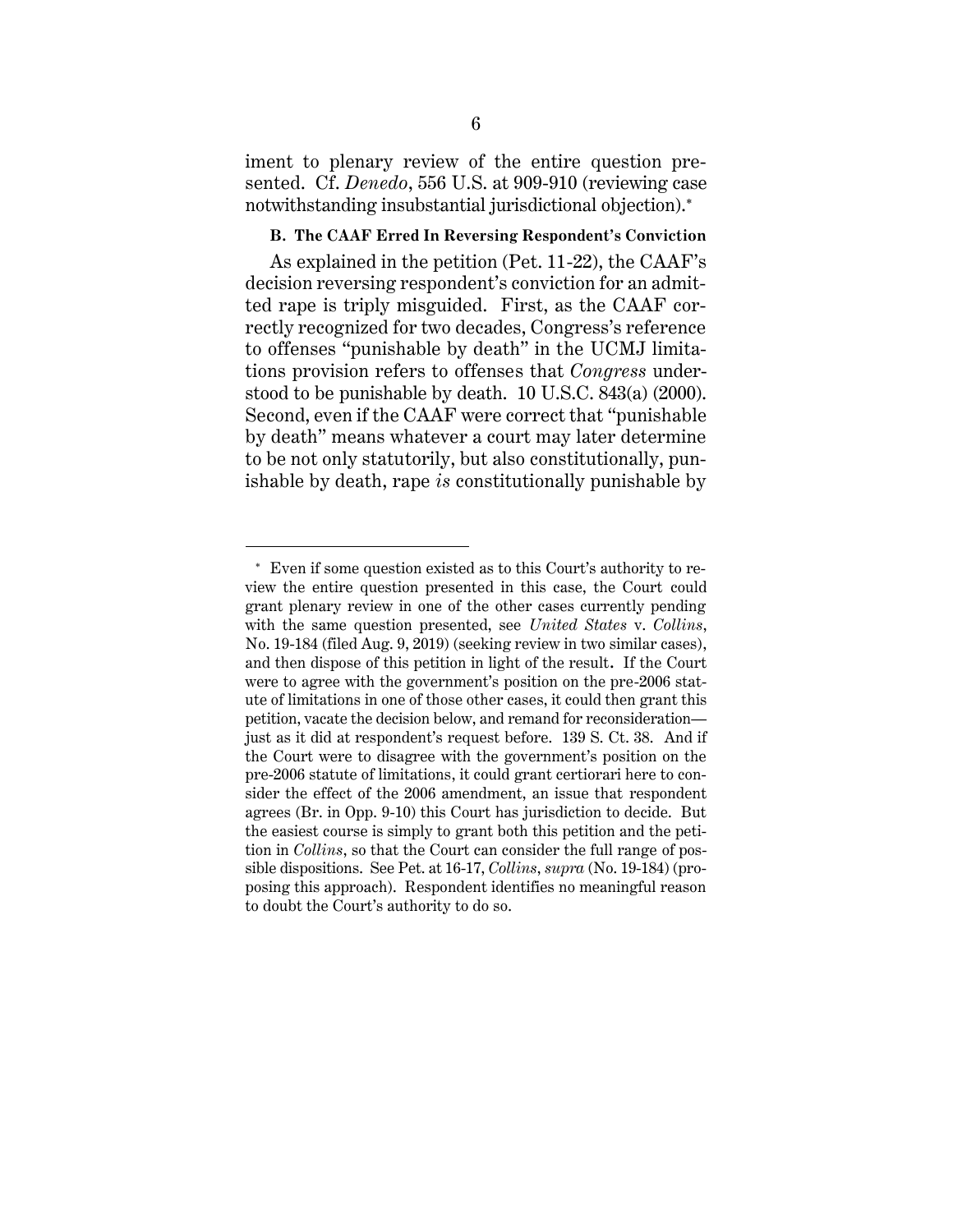iment to plenary review of the entire question presented. Cf. *Denedo*, 556 U.S. at 909-910 (reviewing case notwithstanding insubstantial jurisdictional objection).*

**B. The CAAF Erred In Reversing Respondent's Conviction**

As explained in the petition (Pet. 11-22), the CAAF's decision reversing respondent's conviction for an admitted rape is triply misguided. First, as the CAAF correctly recognized for two decades, Congress's reference to offenses "punishable by death" in the UCMJ limitations provision refers to offenses that *Congress* understood to be punishable by death. 10 U.S.C. 843(a) (2000). Second, even if the CAAF were correct that "punishable by death" means whatever a court may later determine to be not only statutorily, but also constitutionally, punishable by death, rape *is* constitutionally punishable by

---

* Even if some question existed as to this Court's authority to review the entire question presented in this case, the Court could grant plenary review in one of the other cases currently pending with the same question presented, see *United States* v. *Collins*, No. 19-184 (filed Aug. 9, 2019) (seeking review in two similar cases), and then dispose of this petition in light of the result. If the Court were to agree with the government's position on the pre-2006 statute of limitations in one of those other cases, it could then grant this petition, vacate the decision below, and remand for reconsideration—just as it did at respondent's request before. 139 S. Ct. 38. And if the Court were to disagree with the government's position on the pre-2006 statute of limitations, it could grant certiorari here to consider the effect of the 2006 amendment, an issue that respondent agrees (Br. in Opp. 9-10) this Court has jurisdiction to decide. But the easiest course is simply to grant both this petition and the petition in *Collins*, so that the Court can consider the full range of possible dispositions. See Pet. at 16-17, *Collins*, *supra* (No. 19-184) (proposing this approach). Respondent identifies no meaningful reason to doubt the Court's authority to do so.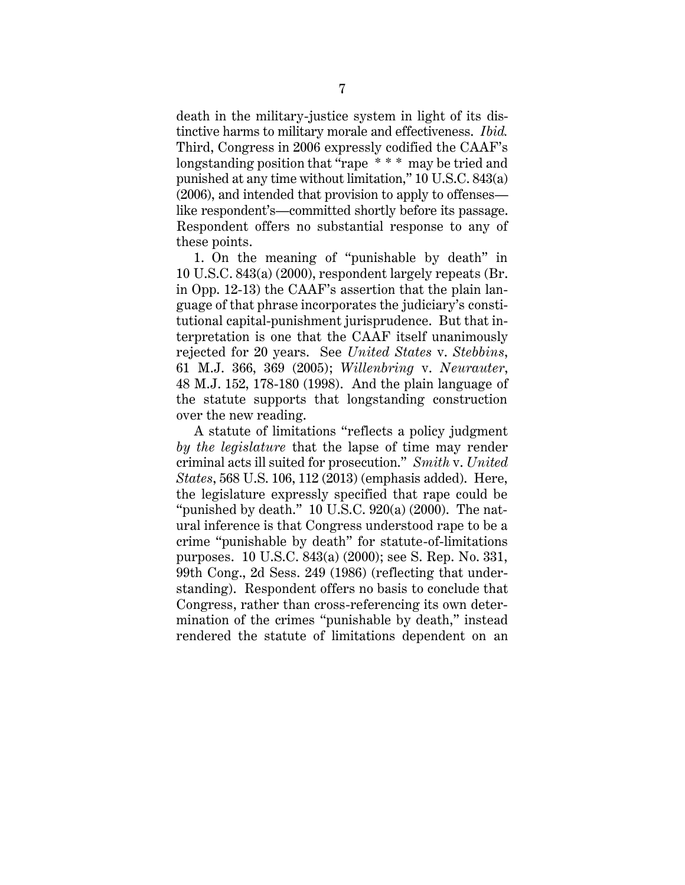death in the military-justice system in light of its distinctive harms to military morale and effectiveness. *Ibid.* Third, Congress in 2006 expressly codified the CAAF's longstanding position that "rape * * * may be tried and punished at any time without limitation," 10 U.S.C. 843(a) (2006), and intended that provision to apply to offenses—like respondent's—committed shortly before its passage. Respondent offers no substantial response to any of these points.

1. On the meaning of "punishable by death" in 10 U.S.C. 843(a) (2000), respondent largely repeats (Br. in Opp. 12-13) the CAAF's assertion that the plain language of that phrase incorporates the judiciary's constitutional capital-punishment jurisprudence. But that interpretation is one that the CAAF itself unanimously rejected for 20 years. See *United States* v. *Stebbins*, 61 M.J. 366, 369 (2005); *Willenbring* v. *Neurauter*, 48 M.J. 152, 178-180 (1998). And the plain language of the statute supports that longstanding construction over the new reading.

A statute of limitations "reflects a policy judgment *by the legislature* that the lapse of time may render criminal acts ill suited for prosecution." *Smith* v. *United States*, 568 U.S. 106, 112 (2013) (emphasis added). Here, the legislature expressly specified that rape could be "punished by death." 10 U.S.C. 920(a) (2000). The natural inference is that Congress understood rape to be a crime "punishable by death" for statute-of-limitations purposes. 10 U.S.C. 843(a) (2000); see S. Rep. No. 331, 99th Cong., 2d Sess. 249 (1986) (reflecting that understanding). Respondent offers no basis to conclude that Congress, rather than cross-referencing its own determination of the crimes "punishable by death," instead rendered the statute of limitations dependent on an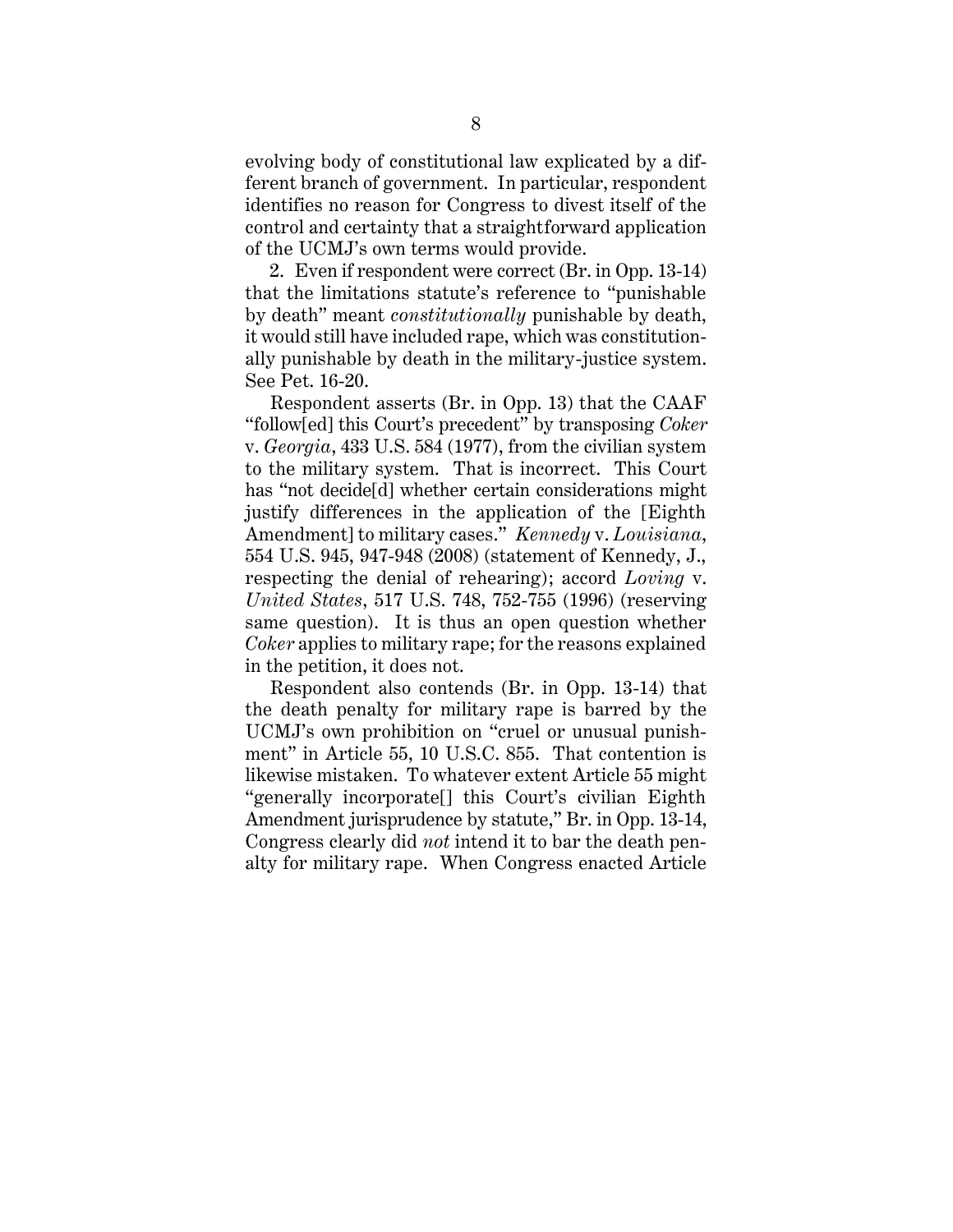evolving body of constitutional law explicated by a different branch of government. In particular, respondent identifies no reason for Congress to divest itself of the control and certainty that a straightforward application of the UCMJ's own terms would provide.

2. Even if respondent were correct (Br. in Opp. 13-14) that the limitations statute's reference to "punishable by death" meant *constitutionally* punishable by death, it would still have included rape, which was constitutionally punishable by death in the military-justice system. See Pet. 16-20.

Respondent asserts (Br. in Opp. 13) that the CAAF "follow[ed] this Court's precedent" by transposing *Coker* v. *Georgia*, 433 U.S. 584 (1977), from the civilian system to the military system. That is incorrect. This Court has "not decide[d] whether certain considerations might justify differences in the application of the [Eighth Amendment] to military cases." *Kennedy* v. *Louisiana*, 554 U.S. 945, 947-948 (2008) (statement of Kennedy, J., respecting the denial of rehearing); accord *Loving* v. *United States*, 517 U.S. 748, 752-755 (1996) (reserving same question). It is thus an open question whether *Coker* applies to military rape; for the reasons explained in the petition, it does not.

Respondent also contends (Br. in Opp. 13-14) that the death penalty for military rape is barred by the UCMJ's own prohibition on "cruel or unusual punishment" in Article 55, 10 U.S.C. 855. That contention is likewise mistaken. To whatever extent Article 55 might "generally incorporate[] this Court's civilian Eighth Amendment jurisprudence by statute," Br. in Opp. 13-14, Congress clearly did *not* intend it to bar the death penalty for military rape. When Congress enacted Article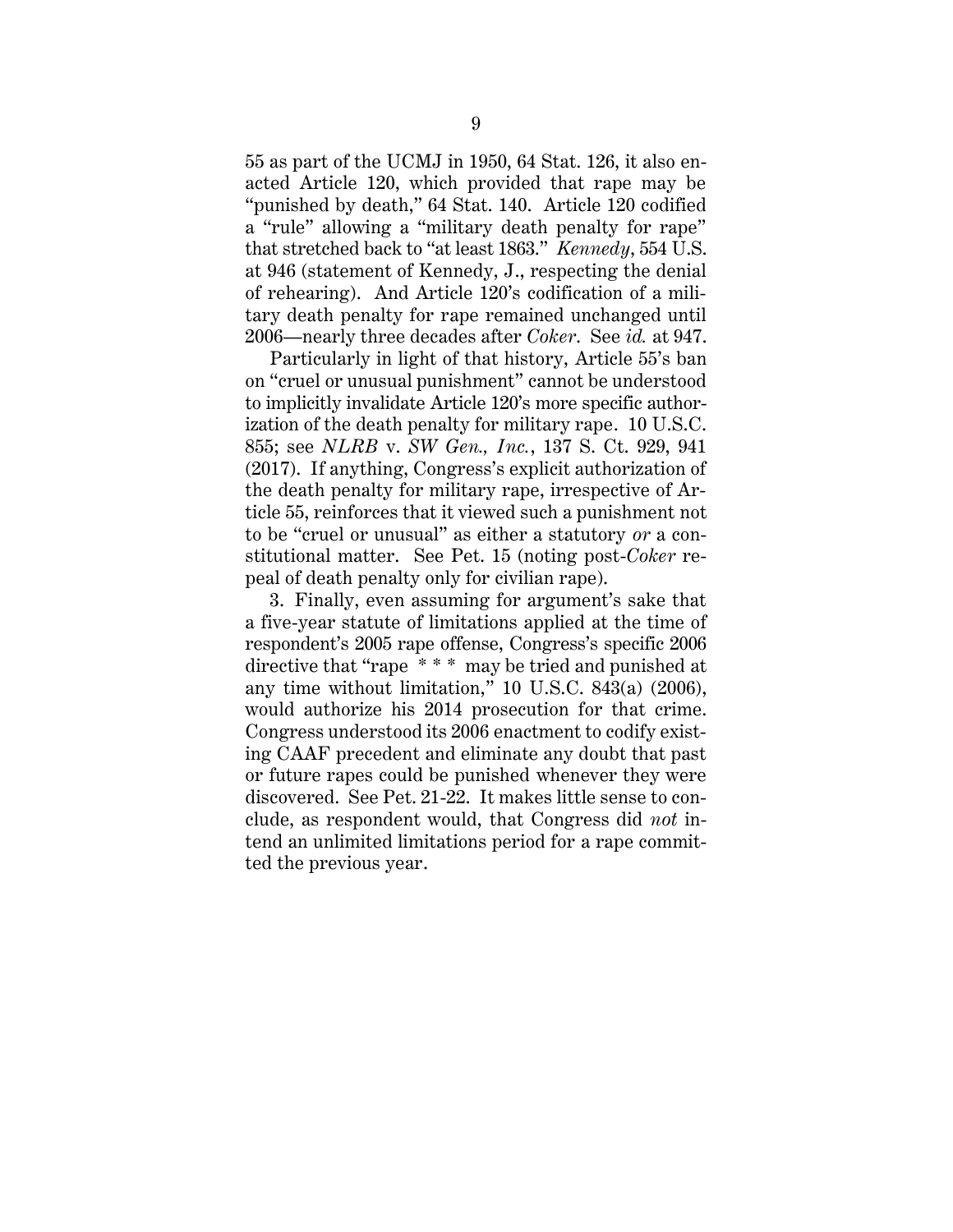55 as part of the UCMJ in 1950, 64 Stat. 126, it also enacted Article 120, which provided that rape may be "punished by death," 64 Stat. 140. Article 120 codified a "rule" allowing a "military death penalty for rape" that stretched back to "at least 1863." *Kennedy*, 554 U.S. at 946 (statement of Kennedy, J., respecting the denial of rehearing). And Article 120's codification of a military death penalty for rape remained unchanged until 2006—nearly three decades after *Coker*. See *id.* at 947.

Particularly in light of that history, Article 55's ban on "cruel or unusual punishment" cannot be understood to implicitly invalidate Article 120's more specific authorization of the death penalty for military rape. 10 U.S.C. 855; see *NLRB* v. *SW Gen., Inc.*, 137 S. Ct. 929, 941 (2017). If anything, Congress's explicit authorization of the death penalty for military rape, irrespective of Article 55, reinforces that it viewed such a punishment not to be "cruel or unusual" as either a statutory *or* a constitutional matter. See Pet. 15 (noting post-*Coker* repeal of death penalty only for civilian rape).

3. Finally, even assuming for argument's sake that a five-year statute of limitations applied at the time of respondent's 2005 rape offense, Congress's specific 2006 directive that "rape * * * may be tried and punished at any time without limitation," 10 U.S.C. 843(a) (2006), would authorize his 2014 prosecution for that crime. Congress understood its 2006 enactment to codify existing CAAF precedent and eliminate any doubt that past or future rapes could be punished whenever they were discovered. See Pet. 21-22. It makes little sense to conclude, as respondent would, that Congress did *not* intend an unlimited limitations period for a rape committed the previous year.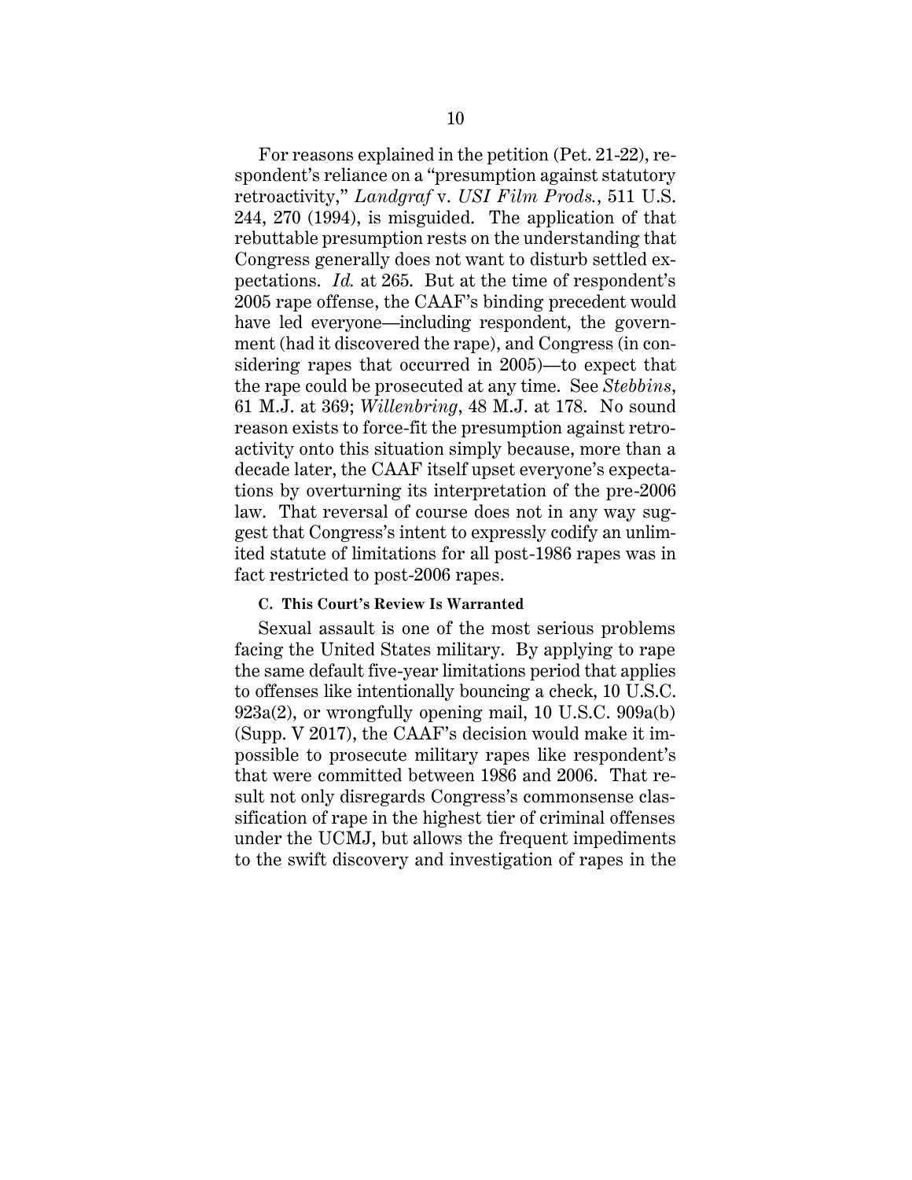For reasons explained in the petition (Pet. 21-22), respondent's reliance on a "presumption against statutory retroactivity," *Landgraf* v. *USI Film Prods.*, 511 U.S. 244, 270 (1994), is misguided. The application of that rebuttable presumption rests on the understanding that Congress generally does not want to disturb settled expectations. *Id.* at 265. But at the time of respondent's 2005 rape offense, the CAAF's binding precedent would have led everyone—including respondent, the government (had it discovered the rape), and Congress (in considering rapes that occurred in 2005)—to expect that the rape could be prosecuted at any time. See *Stebbins*, 61 M.J. at 369; *Willenbring*, 48 M.J. at 178. No sound reason exists to force-fit the presumption against retroactivity onto this situation simply because, more than a decade later, the CAAF itself upset everyone's expectations by overturning its interpretation of the pre-2006 law. That reversal of course does not in any way suggest that Congress's intent to expressly codify an unlimited statute of limitations for all post-1986 rapes was in fact restricted to post-2006 rapes.

#### C. This Court's Review Is Warranted

Sexual assault is one of the most serious problems facing the United States military. By applying to rape the same default five-year limitations period that applies to offenses like intentionally bouncing a check, 10 U.S.C. 923a(2), or wrongfully opening mail, 10 U.S.C. 909a(b) (Supp. V 2017), the CAAF's decision would make it impossible to prosecute military rapes like respondent's that were committed between 1986 and 2006. That result not only disregards Congress's commonsense classification of rape in the highest tier of criminal offenses under the UCMJ, but allows the frequent impediments to the swift discovery and investigation of rapes in the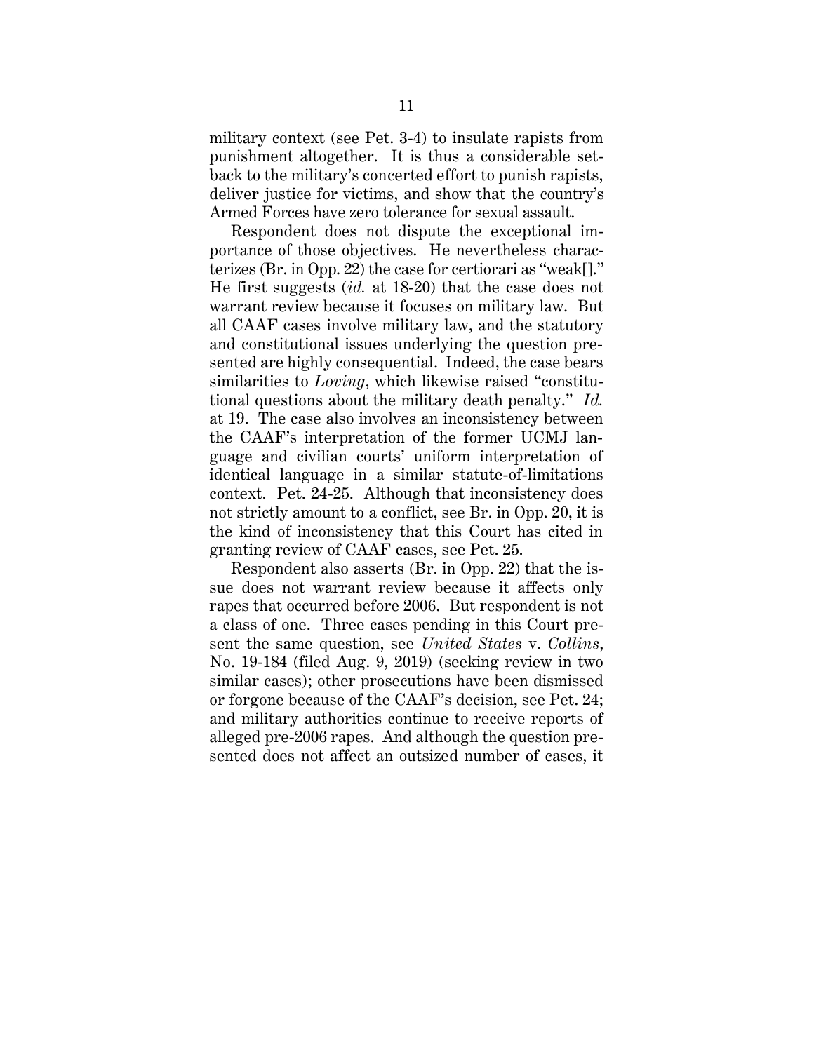military context (see Pet. 3-4) to insulate rapists from punishment altogether. It is thus a considerable setback to the military's concerted effort to punish rapists, deliver justice for victims, and show that the country's Armed Forces have zero tolerance for sexual assault.

Respondent does not dispute the exceptional importance of those objectives. He nevertheless characterizes (Br. in Opp. 22) the case for certiorari as "weak[]." He first suggests (*id.* at 18-20) that the case does not warrant review because it focuses on military law. But all CAAF cases involve military law, and the statutory and constitutional issues underlying the question presented are highly consequential. Indeed, the case bears similarities to *Loving*, which likewise raised "constitutional questions about the military death penalty." *Id.* at 19. The case also involves an inconsistency between the CAAF's interpretation of the former UCMJ language and civilian courts' uniform interpretation of identical language in a similar statute-of-limitations context. Pet. 24-25. Although that inconsistency does not strictly amount to a conflict, see Br. in Opp. 20, it is the kind of inconsistency that this Court has cited in granting review of CAAF cases, see Pet. 25.

Respondent also asserts (Br. in Opp. 22) that the issue does not warrant review because it affects only rapes that occurred before 2006. But respondent is not a class of one. Three cases pending in this Court present the same question, see *United States* v. *Collins*, No. 19-184 (filed Aug. 9, 2019) (seeking review in two similar cases); other prosecutions have been dismissed or forgone because of the CAAF's decision, see Pet. 24; and military authorities continue to receive reports of alleged pre-2006 rapes. And although the question presented does not affect an outsized number of cases, it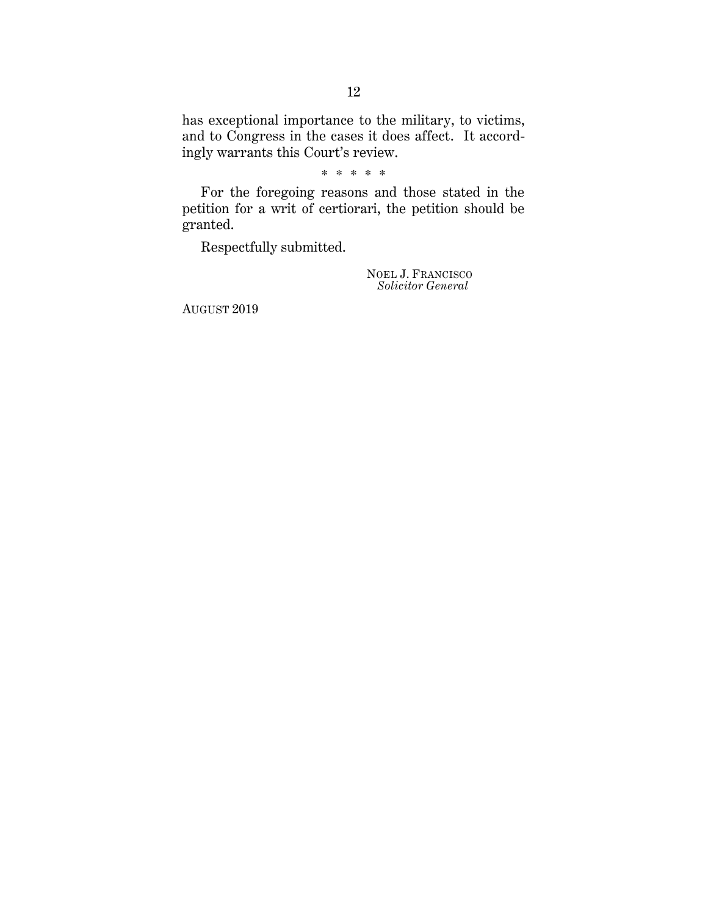has exceptional importance to the military, to victims, and to Congress in the cases it does affect. It accordingly warrants this Court's review.

\* \* \* \* \*

For the foregoing reasons and those stated in the petition for a writ of certiorari, the petition should be granted.

Respectfully submitted.

NOEL J. FRANCISCO
*Solicitor General*

AUGUST 2019